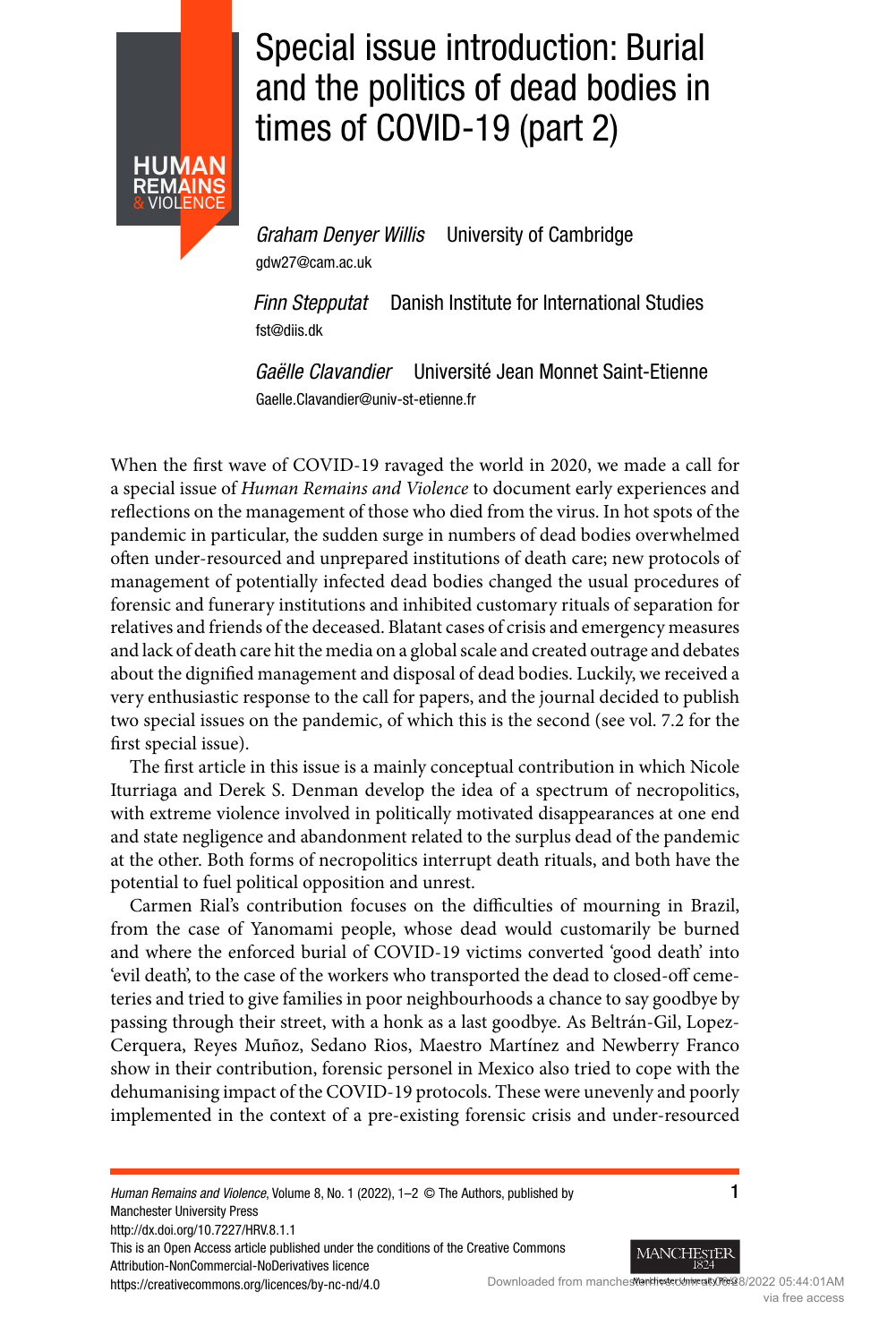# Special issue introduction: Burial and the politics of dead bodies in times of COVID-19 (part 2)

*Graham Denyer Willis* University of Cambridge
gdw27@cam.ac.uk

*Finn Stepputat* Danish Institute for International Studies
fst@diis.dk

*Gaëlle Clavandier* Université Jean Monnet Saint-Etienne
Gaelle.Clavandier@univ-st-etienne.fr

When the first wave of COVID-19 ravaged the world in 2020, we made a call for a special issue of *Human Remains and Violence* to document early experiences and reflections on the management of those who died from the virus. In hot spots of the pandemic in particular, the sudden surge in numbers of dead bodies overwhelmed often under-resourced and unprepared institutions of death care; new protocols of management of potentially infected dead bodies changed the usual procedures of forensic and funerary institutions and inhibited customary rituals of separation for relatives and friends of the deceased. Blatant cases of crisis and emergency measures and lack of death care hit the media on a global scale and created outrage and debates about the dignified management and disposal of dead bodies. Luckily, we received a very enthusiastic response to the call for papers, and the journal decided to publish two special issues on the pandemic, of which this is the second (see vol. 7.2 for the first special issue).

The first article in this issue is a mainly conceptual contribution in which Nicole Iturriaga and Derek S. Denman develop the idea of a spectrum of necropolitics, with extreme violence involved in politically motivated disappearances at one end and state negligence and abandonment related to the surplus dead of the pandemic at the other. Both forms of necropolitics interrupt death rituals, and both have the potential to fuel political opposition and unrest.

Carmen Rial's contribution focuses on the difficulties of mourning in Brazil, from the case of Yanomami people, whose dead would customarily be burned and where the enforced burial of COVID-19 victims converted 'good death' into 'evil death', to the case of the workers who transported the dead to closed-off cemeteries and tried to give families in poor neighbourhoods a chance to say goodbye by passing through their street, with a honk as a last goodbye. As Beltrán-Gil, Lopez-Cerquera, Reyes Muñoz, Sedano Rios, Maestro Martínez and Newberry Franco show in their contribution, forensic personel in Mexico also tried to cope with the dehumanising impact of the COVID-19 protocols. These were unevenly and poorly implemented in the context of a pre-existing forensic crisis and under-resourced

*Human Remains and Violence*, Volume 8, No. 1 (2022), 1–2 © The Authors, published by Manchester University Press
http://dx.doi.org/10.7227/HRV.8.1.1
This is an Open Access article published under the conditions of the Creative Commons Attribution-NonCommercial-NoDerivatives licence
https://creativecommons.org/licences/by-nc-nd/4.0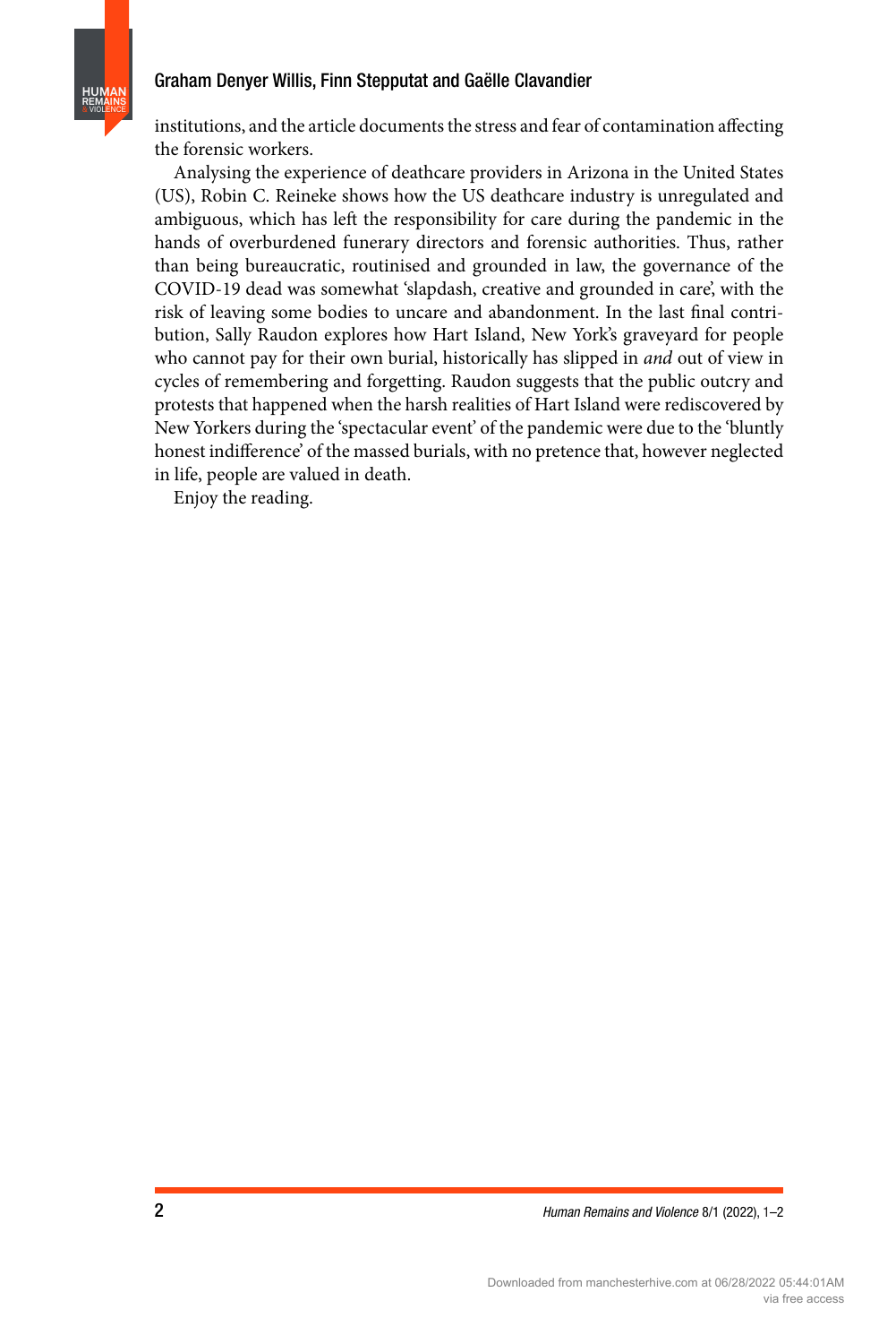institutions, and the article documents the stress and fear of contamination affecting the forensic workers.

Analysing the experience of deathcare providers in Arizona in the United States (US), Robin C. Reineke shows how the US deathcare industry is unregulated and ambiguous, which has left the responsibility for care during the pandemic in the hands of overburdened funerary directors and forensic authorities. Thus, rather than being bureaucratic, routinised and grounded in law, the governance of the COVID-19 dead was somewhat 'slapdash, creative and grounded in care', with the risk of leaving some bodies to uncare and abandonment. In the last final contribution, Sally Raudon explores how Hart Island, New York's graveyard for people who cannot pay for their own burial, historically has slipped in *and* out of view in cycles of remembering and forgetting. Raudon suggests that the public outcry and protests that happened when the harsh realities of Hart Island were rediscovered by New Yorkers during the 'spectacular event' of the pandemic were due to the 'bluntly honest indifference' of the massed burials, with no pretence that, however neglected in life, people are valued in death.

Enjoy the reading.